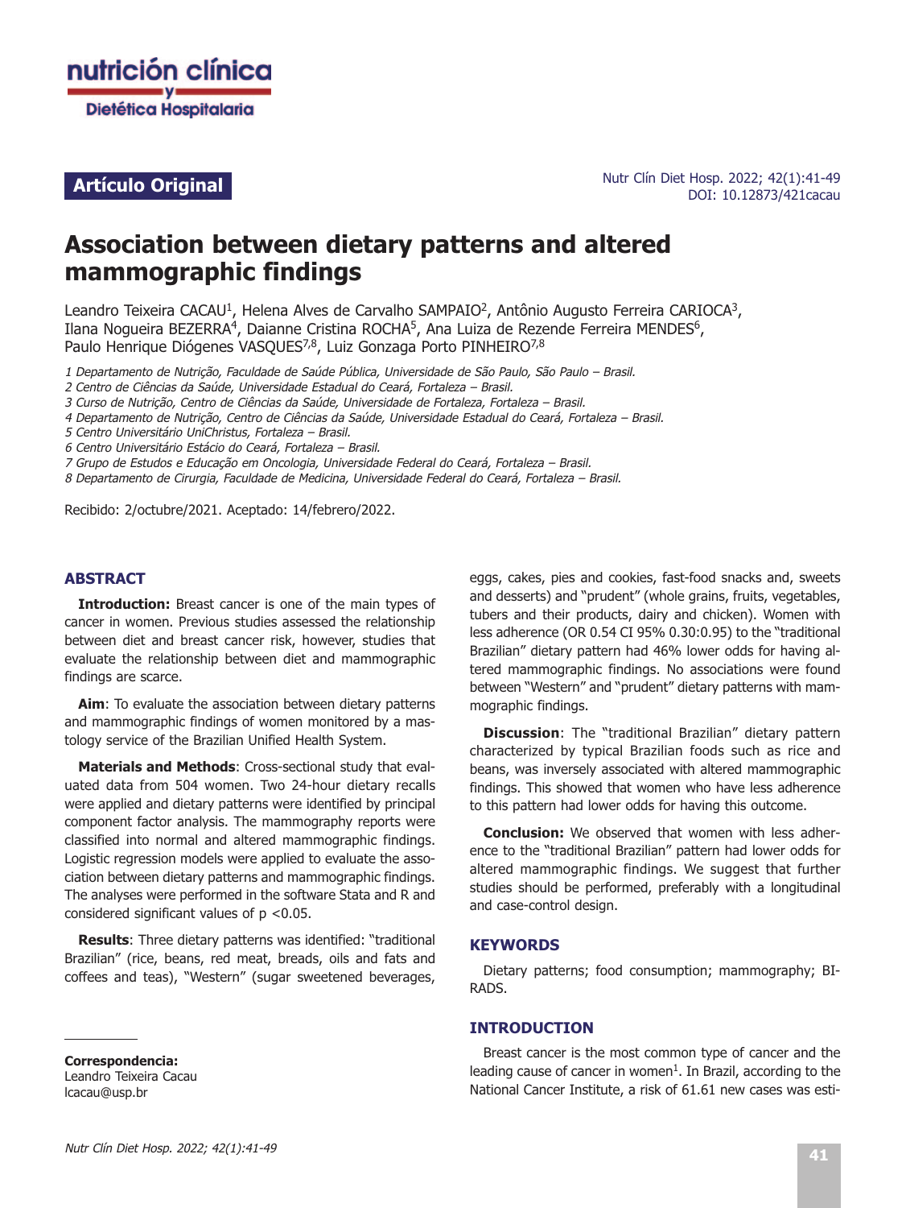Artículo Original

# Association between dietary patterns and altered mammographic findings

Leandro Teixeira CACAU[1], Helena Alves de Carvalho SAMPAIO[2], Antônio Augusto Ferreira CARIOCA[3], Ilana Nogueira BEZERRA[4], Daianne Cristina ROCHA[5], Ana Luiza de Rezende Ferreira MENDES[6], Paulo Henrique Diógenes VASQUES[7,8], Luiz Gonzaga Porto PINHEIRO[7,8]

*1 Departamento de Nutrição, Faculdade de Saúde Pública, Universidade de São Paulo, São Paulo – Brasil.*
*2 Centro de Ciências da Saúde, Universidade Estadual do Ceará, Fortaleza – Brasil.*
*3 Curso de Nutrição, Centro de Ciências da Saúde, Universidade de Fortaleza, Fortaleza – Brasil.*
*4 Departamento de Nutrição, Centro de Ciências da Saúde, Universidade Estadual do Ceará, Fortaleza – Brasil.*
*5 Centro Universitário UniChristus, Fortaleza – Brasil.*
*6 Centro Universitário Estácio do Ceará, Fortaleza – Brasil.*
*7 Grupo de Estudos e Educação em Oncologia, Universidade Federal do Ceará, Fortaleza – Brasil.*
*8 Departamento de Cirurgia, Faculdade de Medicina, Universidade Federal do Ceará, Fortaleza – Brasil.*

Recibido: 2/octubre/2021. Aceptado: 14/febrero/2022.

## ABSTRACT

**Introduction:** Breast cancer is one of the main types of cancer in women. Previous studies assessed the relationship between diet and breast cancer risk, however, studies that evaluate the relationship between diet and mammographic findings are scarce.

**Aim**: To evaluate the association between dietary patterns and mammographic findings of women monitored by a mastology service of the Brazilian Unified Health System.

**Materials and Methods**: Cross-sectional study that evaluated data from 504 women. Two 24-hour dietary recalls were applied and dietary patterns were identified by principal component factor analysis. The mammography reports were classified into normal and altered mammographic findings. Logistic regression models were applied to evaluate the association between dietary patterns and mammographic findings. The analyses were performed in the software Stata and R and considered significant values of $p < 0.05$.

**Results**: Three dietary patterns was identified: "traditional Brazilian" (rice, beans, red meat, breads, oils and fats and coffees and teas), "Western" (sugar sweetened beverages, eggs, cakes, pies and cookies, fast-food snacks and, sweets and desserts) and "prudent" (whole grains, fruits, vegetables, tubers and their products, dairy and chicken). Women with less adherence (OR 0.54 CI 95% 0.30:0.95) to the "traditional Brazilian" dietary pattern had 46% lower odds for having altered mammographic findings. No associations were found between "Western" and "prudent" dietary patterns with mammographic findings.

**Discussion**: The "traditional Brazilian" dietary pattern characterized by typical Brazilian foods such as rice and beans, was inversely associated with altered mammographic findings. This showed that women who have less adherence to this pattern had lower odds for having this outcome.

**Conclusion:** We observed that women with less adherence to the "traditional Brazilian" pattern had lower odds for altered mammographic findings. We suggest that further studies should be performed, preferably with a longitudinal and case-control design.

## KEYWORDS

Dietary patterns; food consumption; mammography; BI-RADS.

## INTRODUCTION

Breast cancer is the most common type of cancer and the leading cause of cancer in women[1]. In Brazil, according to the National Cancer Institute, a risk of 61.61 new cases was esti-

---

**Correspondencia:**
Leandro Teixeira Cacau
lcacau@usp.br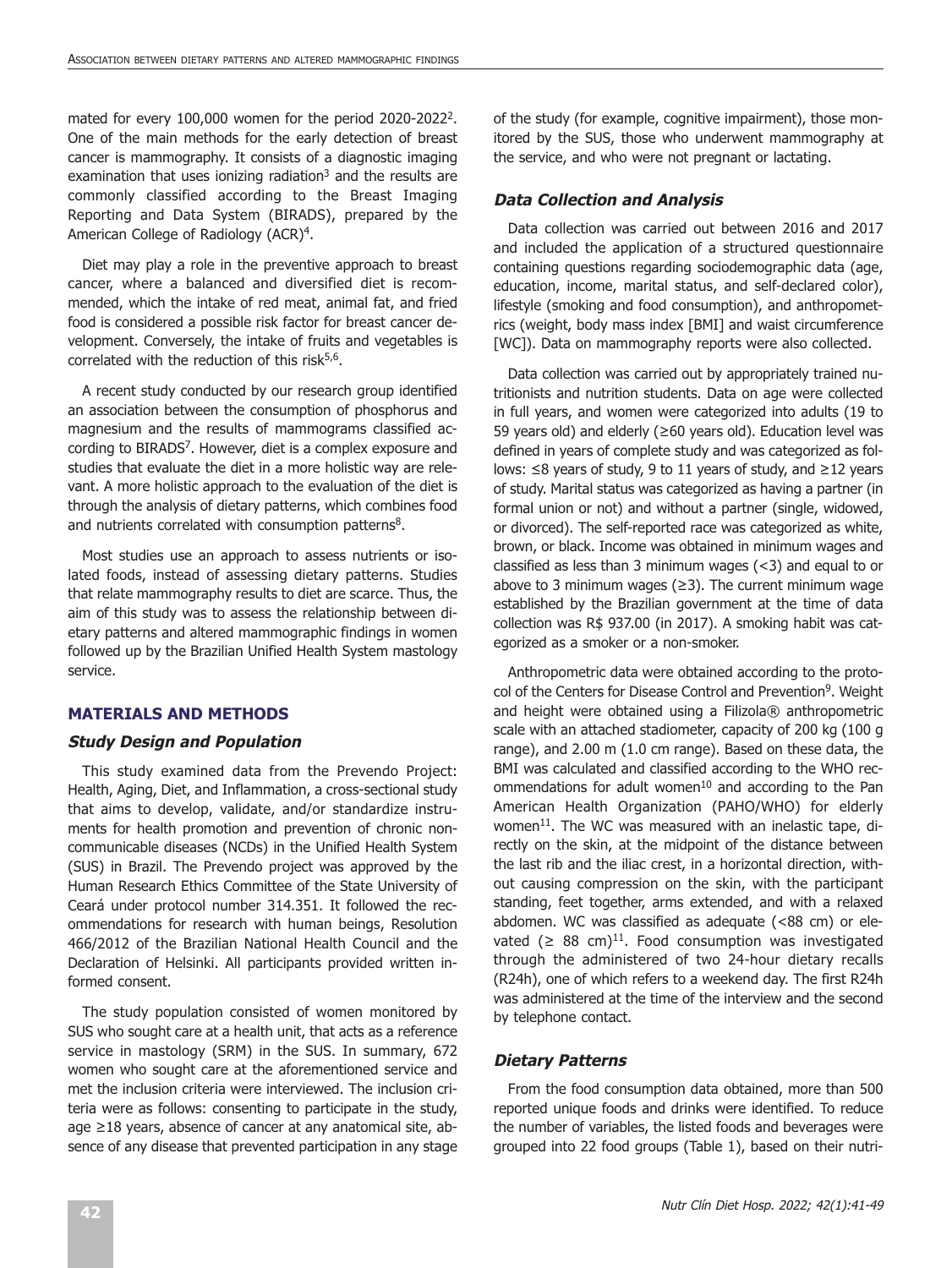mated for every 100,000 women for the period 2020-2022[2]. One of the main methods for the early detection of breast cancer is mammography. It consists of a diagnostic imaging examination that uses ionizing radiation[3] and the results are commonly classified according to the Breast Imaging Reporting and Data System (BIRADS), prepared by the American College of Radiology (ACR)[4].

Diet may play a role in the preventive approach to breast cancer, where a balanced and diversified diet is recommended, which the intake of red meat, animal fat, and fried food is considered a possible risk factor for breast cancer development. Conversely, the intake of fruits and vegetables is correlated with the reduction of this risk[5,6].

A recent study conducted by our research group identified an association between the consumption of phosphorus and magnesium and the results of mammograms classified according to BIRADS[7]. However, diet is a complex exposure and studies that evaluate the diet in a more holistic way are relevant. A more holistic approach to the evaluation of the diet is through the analysis of dietary patterns, which combines food and nutrients correlated with consumption patterns[8].

Most studies use an approach to assess nutrients or isolated foods, instead of assessing dietary patterns. Studies that relate mammography results to diet are scarce. Thus, the aim of this study was to assess the relationship between dietary patterns and altered mammographic findings in women followed up by the Brazilian Unified Health System mastology service.

## MATERIALS AND METHODS

### *Study Design and Population*

This study examined data from the Prevendo Project: Health, Aging, Diet, and Inflammation, a cross-sectional study that aims to develop, validate, and/or standardize instruments for health promotion and prevention of chronic noncommunicable diseases (NCDs) in the Unified Health System (SUS) in Brazil. The Prevendo project was approved by the Human Research Ethics Committee of the State University of Ceará under protocol number 314.351. It followed the recommendations for research with human beings, Resolution 466/2012 of the Brazilian National Health Council and the Declaration of Helsinki. All participants provided written informed consent.

The study population consisted of women monitored by SUS who sought care at a health unit, that acts as a reference service in mastology (SRM) in the SUS. In summary, 672 women who sought care at the aforementioned service and met the inclusion criteria were interviewed. The inclusion criteria were as follows: consenting to participate in the study, age ≥18 years, absence of cancer at any anatomical site, absence of any disease that prevented participation in any stage of the study (for example, cognitive impairment), those monitored by the SUS, those who underwent mammography at the service, and who were not pregnant or lactating.

### *Data Collection and Analysis*

Data collection was carried out between 2016 and 2017 and included the application of a structured questionnaire containing questions regarding sociodemographic data (age, education, income, marital status, and self-declared color), lifestyle (smoking and food consumption), and anthropometrics (weight, body mass index [BMI] and waist circumference [WC]). Data on mammography reports were also collected.

Data collection was carried out by appropriately trained nutritionists and nutrition students. Data on age were collected in full years, and women were categorized into adults (19 to 59 years old) and elderly (≥60 years old). Education level was defined in years of complete study and was categorized as follows: ≤8 years of study, 9 to 11 years of study, and ≥12 years of study. Marital status was categorized as having a partner (in formal union or not) and without a partner (single, widowed, or divorced). The self-reported race was categorized as white, brown, or black. Income was obtained in minimum wages and classified as less than 3 minimum wages (<3) and equal to or above to 3 minimum wages (≥3). The current minimum wage established by the Brazilian government at the time of data collection was R$ 937.00 (in 2017). A smoking habit was categorized as a smoker or a non-smoker.

Anthropometric data were obtained according to the protocol of the Centers for Disease Control and Prevention[9]. Weight and height were obtained using a Filizola® anthropometric scale with an attached stadiometer, capacity of 200 kg (100 g range), and 2.00 m (1.0 cm range). Based on these data, the BMI was calculated and classified according to the WHO recommendations for adult women[10] and according to the Pan American Health Organization (PAHO/WHO) for elderly women[11]. The WC was measured with an inelastic tape, directly on the skin, at the midpoint of the distance between the last rib and the iliac crest, in a horizontal direction, without causing compression on the skin, with the participant standing, feet together, arms extended, and with a relaxed abdomen. WC was classified as adequate (<88 cm) or elevated (≥ 88 cm)[11]. Food consumption was investigated through the administered of two 24-hour dietary recalls (R24h), one of which refers to a weekend day. The first R24h was administered at the time of the interview and the second by telephone contact.

### *Dietary Patterns*

From the food consumption data obtained, more than 500 reported unique foods and drinks were identified. To reduce the number of variables, the listed foods and beverages were grouped into 22 food groups (Table 1), based on their nutri-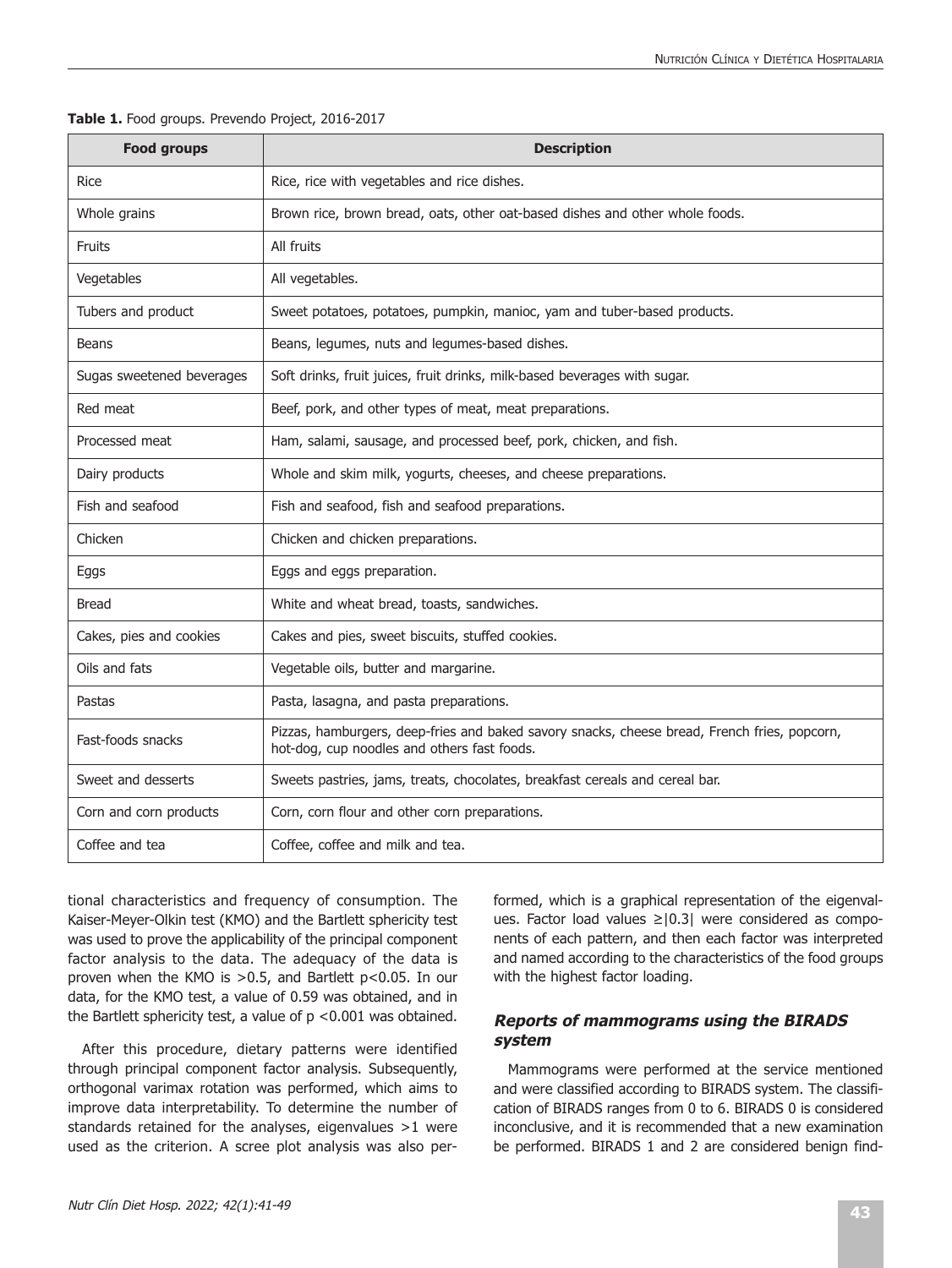**Table 1.** Food groups. Prevendo Project, 2016-2017

| Food groups | Description |
|---|---|
| Rice | Rice, rice with vegetables and rice dishes. |
| Whole grains | Brown rice, brown bread, oats, other oat-based dishes and other whole foods. |
| Fruits | All fruits |
| Vegetables | All vegetables. |
| Tubers and product | Sweet potatoes, potatoes, pumpkin, manioc, yam and tuber-based products. |
| Beans | Beans, legumes, nuts and legumes-based dishes. |
| Sugas sweetened beverages | Soft drinks, fruit juices, fruit drinks, milk-based beverages with sugar. |
| Red meat | Beef, pork, and other types of meat, meat preparations. |
| Processed meat | Ham, salami, sausage, and processed beef, pork, chicken, and fish. |
| Dairy products | Whole and skim milk, yogurts, cheeses, and cheese preparations. |
| Fish and seafood | Fish and seafood, fish and seafood preparations. |
| Chicken | Chicken and chicken preparations. |
| Eggs | Eggs and eggs preparation. |
| Bread | White and wheat bread, toasts, sandwiches. |
| Cakes, pies and cookies | Cakes and pies, sweet biscuits, stuffed cookies. |
| Oils and fats | Vegetable oils, butter and margarine. |
| Pastas | Pasta, lasagna, and pasta preparations. |
| Fast-foods snacks | Pizzas, hamburgers, deep-fries and baked savory snacks, cheese bread, French fries, popcorn, hot-dog, cup noodles and others fast foods. |
| Sweet and desserts | Sweets pastries, jams, treats, chocolates, breakfast cereals and cereal bar. |
| Corn and corn products | Corn, corn flour and other corn preparations. |
| Coffee and tea | Coffee, coffee and milk and tea. |

tional characteristics and frequency of consumption. The Kaiser-Meyer-Olkin test (KMO) and the Bartlett sphericity test was used to prove the applicability of the principal component factor analysis to the data. The adequacy of the data is proven when the KMO is >0.5, and Bartlett $p<0.05$. In our data, for the KMO test, a value of 0.59 was obtained, and in the Bartlett sphericity test, a value of $p<0.001$ was obtained.

After this procedure, dietary patterns were identified through principal component factor analysis. Subsequently, orthogonal varimax rotation was performed, which aims to improve data interpretability. To determine the number of standards retained for the analyses, eigenvalues >1 were used as the criterion. A scree plot analysis was also performed, which is a graphical representation of the eigenvalues. Factor load values $\geq|0.3|$ were considered as components of each pattern, and then each factor was interpreted and named according to the characteristics of the food groups with the highest factor loading.

### *Reports of mammograms using the BIRADS system*

Mammograms were performed at the service mentioned and were classified according to BIRADS system. The classification of BIRADS ranges from 0 to 6. BIRADS 0 is considered inconclusive, and it is recommended that a new examination be performed. BIRADS 1 and 2 are considered benign find-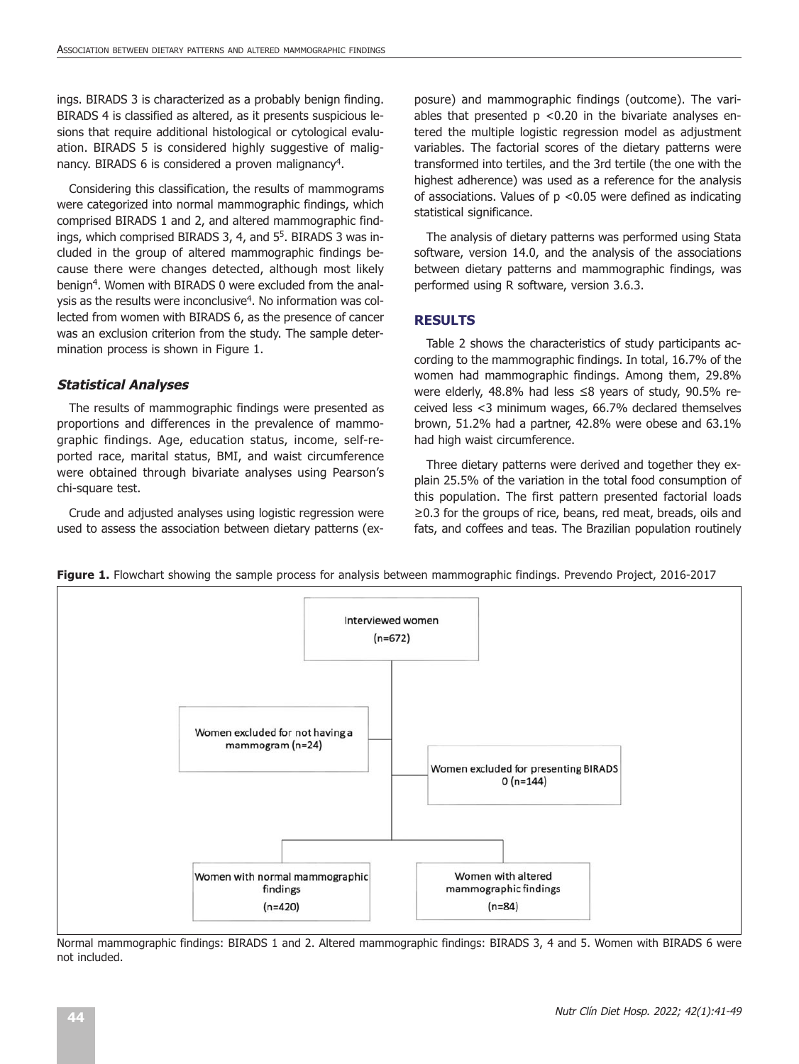ings. BIRADS 3 is characterized as a probably benign finding. BIRADS 4 is classified as altered, as it presents suspicious lesions that require additional histological or cytological evaluation. BIRADS 5 is considered highly suggestive of malignancy. BIRADS 6 is considered a proven malignancy[4].

Considering this classification, the results of mammograms were categorized into normal mammographic findings, which comprised BIRADS 1 and 2, and altered mammographic findings, which comprised BIRADS 3, 4, and 5[5]. BIRADS 3 was included in the group of altered mammographic findings because there were changes detected, although most likely benign[4]. Women with BIRADS 0 were excluded from the analysis as the results were inconclusive[4]. No information was collected from women with BIRADS 6, as the presence of cancer was an exclusion criterion from the study. The sample determination process is shown in Figure 1.

### *Statistical Analyses*

The results of mammographic findings were presented as proportions and differences in the prevalence of mammographic findings. Age, education status, income, self-reported race, marital status, BMI, and waist circumference were obtained through bivariate analyses using Pearson's chi-square test.

Crude and adjusted analyses using logistic regression were used to assess the association between dietary patterns (exposure) and mammographic findings (outcome). The variables that presented $p < 0.20$ in the bivariate analyses entered the multiple logistic regression model as adjustment variables. The factorial scores of the dietary patterns were transformed into tertiles, and the 3rd tertile (the one with the highest adherence) was used as a reference for the analysis of associations. Values of $p < 0.05$ were defined as indicating statistical significance.

The analysis of dietary patterns was performed using Stata software, version 14.0, and the analysis of the associations between dietary patterns and mammographic findings, was performed using R software, version 3.6.3.

## RESULTS

Table 2 shows the characteristics of study participants according to the mammographic findings. In total, 16.7% of the women had mammographic findings. Among them, 29.8% were elderly, 48.8% had less ≤8 years of study, 90.5% received less <3 minimum wages, 66.7% declared themselves brown, 51.2% had a partner, 42.8% were obese and 63.1% had high waist circumference.

Three dietary patterns were derived and together they explain 25.5% of the variation in the total food consumption of this population. The first pattern presented factorial loads ≥0.3 for the groups of rice, beans, red meat, breads, oils and fats, and coffees and teas. The Brazilian population routinely

**Figure 1.** Flowchart showing the sample process for analysis between mammographic findings. Prevendo Project, 2016-2017

Interviewed women (n=672)

Women excluded for not having a mammogram (n=24)

Women excluded for presenting BIRADS 0 (n=144)

Women with normal mammographic findings (n=420)

Women with altered mammographic findings (n=84)

Normal mammographic findings: BIRADS 1 and 2. Altered mammographic findings: BIRADS 3, 4 and 5. Women with BIRADS 6 were not included.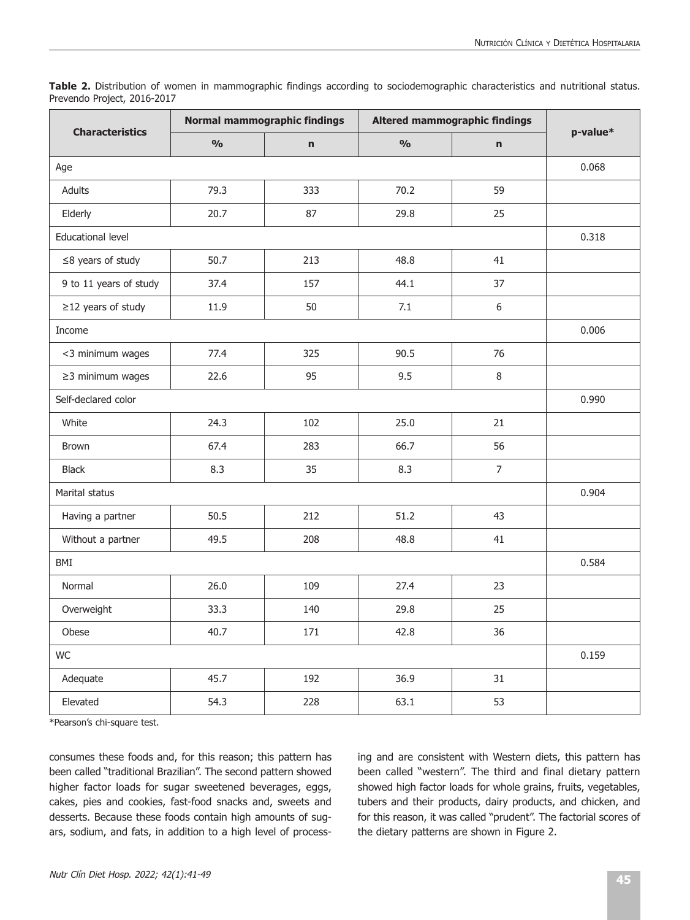**Table 2.** Distribution of women in mammographic findings according to sociodemographic characteristics and nutritional status. Prevendo Project, 2016-2017

| Characteristics | Normal mammographic findings | | Altered mammographic findings | | p-value* |
|---|---|---|---|---|---|
| | % | n | % | n | |
| Age | | | | | 0.068 |
| Adults | 79.3 | 333 | 70.2 | 59 | |
| Elderly | 20.7 | 87 | 29.8 | 25 | |
| Educational level | | | | | 0.318 |
| ≤8 years of study | 50.7 | 213 | 48.8 | 41 | |
| 9 to 11 years of study | 37.4 | 157 | 44.1 | 37 | |
| ≥12 years of study | 11.9 | 50 | 7.1 | 6 | |
| Income | | | | | 0.006 |
| <3 minimum wages | 77.4 | 325 | 90.5 | 76 | |
| ≥3 minimum wages | 22.6 | 95 | 9.5 | 8 | |
| Self-declared color | | | | | 0.990 |
| White | 24.3 | 102 | 25.0 | 21 | |
| Brown | 67.4 | 283 | 66.7 | 56 | |
| Black | 8.3 | 35 | 8.3 | 7 | |
| Marital status | | | | | 0.904 |
| Having a partner | 50.5 | 212 | 51.2 | 43 | |
| Without a partner | 49.5 | 208 | 48.8 | 41 | |
| BMI | | | | | 0.584 |
| Normal | 26.0 | 109 | 27.4 | 23 | |
| Overweight | 33.3 | 140 | 29.8 | 25 | |
| Obese | 40.7 | 171 | 42.8 | 36 | |
| WC | | | | | 0.159 |
| Adequate | 45.7 | 192 | 36.9 | 31 | |
| Elevated | 54.3 | 228 | 63.1 | 53 | |

*Pearson's chi-square test.

consumes these foods and, for this reason; this pattern has been called "traditional Brazilian". The second pattern showed higher factor loads for sugar sweetened beverages, eggs, cakes, pies and cookies, fast-food snacks and, sweets and desserts. Because these foods contain high amounts of sugars, sodium, and fats, in addition to a high level of processing and are consistent with Western diets, this pattern has been called "western". The third and final dietary pattern showed high factor loads for whole grains, fruits, vegetables, tubers and their products, dairy products, and chicken, and for this reason, it was called "prudent". The factorial scores of the dietary patterns are shown in Figure 2.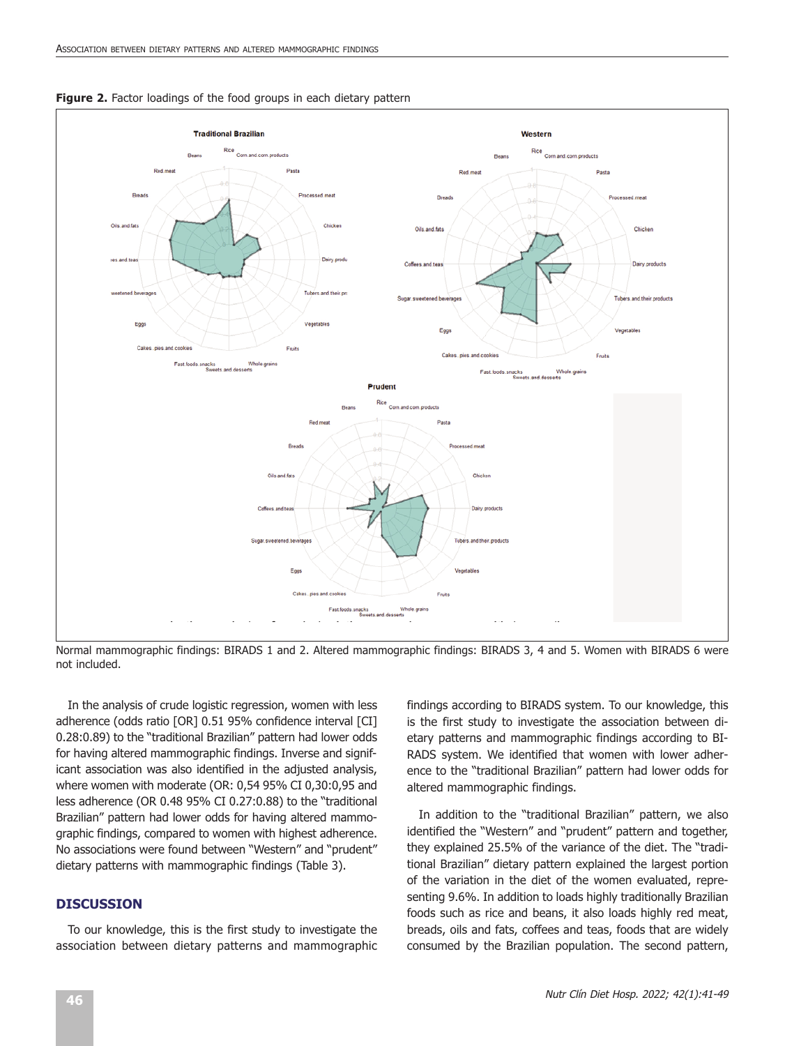**Figure 2.** Factor loadings of the food groups in each dietary pattern

Traditional Brazilian

Rice
Corn.and.corn.products
Pasta
Processed.meat
Chicken
Dairy.produ
Tubers.and.their.pr
Vegetables
Fruits
Whole.grains
Sweets.and.desserts
Fast.foods.snacks
Cakes..pies.and.cookies
Eggs
weetened.beverages
ees.and.teas
Oils.and.fats
Breads
Red.meat
Beans

Western

Rice
Corn.and.corn.products
Pasta
Processed.meat
Chicken
Dairy.products
Tubers.and.their.products
Vegetables
Fruits
Whole.grains
Sweets.and.desserts
Fast.foods.snacks
Cakes..pies.and.cookies
Eggs
Sugar.sweetened.beverages
Coffees.and.teas
Oils.and.fats
Breads
Red.meat
Beans

Prudent

Rice
Corn.and.corn.products
Pasta
Processed.meat
Chicken
Dairy.products
Tubers.and.their.products
Vegetables
Fruits
Whole.grains
Sweets.and.desserts
Fast.foods.snacks
Cakes..pies.and.cookies
Eggs
Sugar.sweetened.beverages
Coffees.and.teas
Oils.and.fats
Breads
Red.meat
Beans

Normal mammographic findings: BIRADS 1 and 2. Altered mammographic findings: BIRADS 3, 4 and 5. Women with BIRADS 6 were not included.

In the analysis of crude logistic regression, women with less adherence (odds ratio [OR] 0.51 95% confidence interval [CI] 0.28:0.89) to the "traditional Brazilian" pattern had lower odds for having altered mammographic findings. Inverse and significant association was also identified in the adjusted analysis, where women with moderate (OR: 0,54 95% CI 0,30:0,95 and less adherence (OR 0.48 95% CI 0.27:0.88) to the "traditional Brazilian" pattern had lower odds for having altered mammographic findings, compared to women with highest adherence. No associations were found between "Western" and "prudent" dietary patterns with mammographic findings (Table 3).

## DISCUSSION

To our knowledge, this is the first study to investigate the association between dietary patterns and mammographic findings according to BIRADS system. To our knowledge, this is the first study to investigate the association between dietary patterns and mammographic findings according to BIRADS system. We identified that women with lower adherence to the "traditional Brazilian" pattern had lower odds for altered mammographic findings.

In addition to the "traditional Brazilian" pattern, we also identified the "Western" and "prudent" pattern and together, they explained 25.5% of the variance of the diet. The "traditional Brazilian" dietary pattern explained the largest portion of the variation in the diet of the women evaluated, representing 9.6%. In addition to loads highly traditionally Brazilian foods such as rice and beans, it also loads highly red meat, breads, oils and fats, coffees and teas, foods that are widely consumed by the Brazilian population. The second pattern,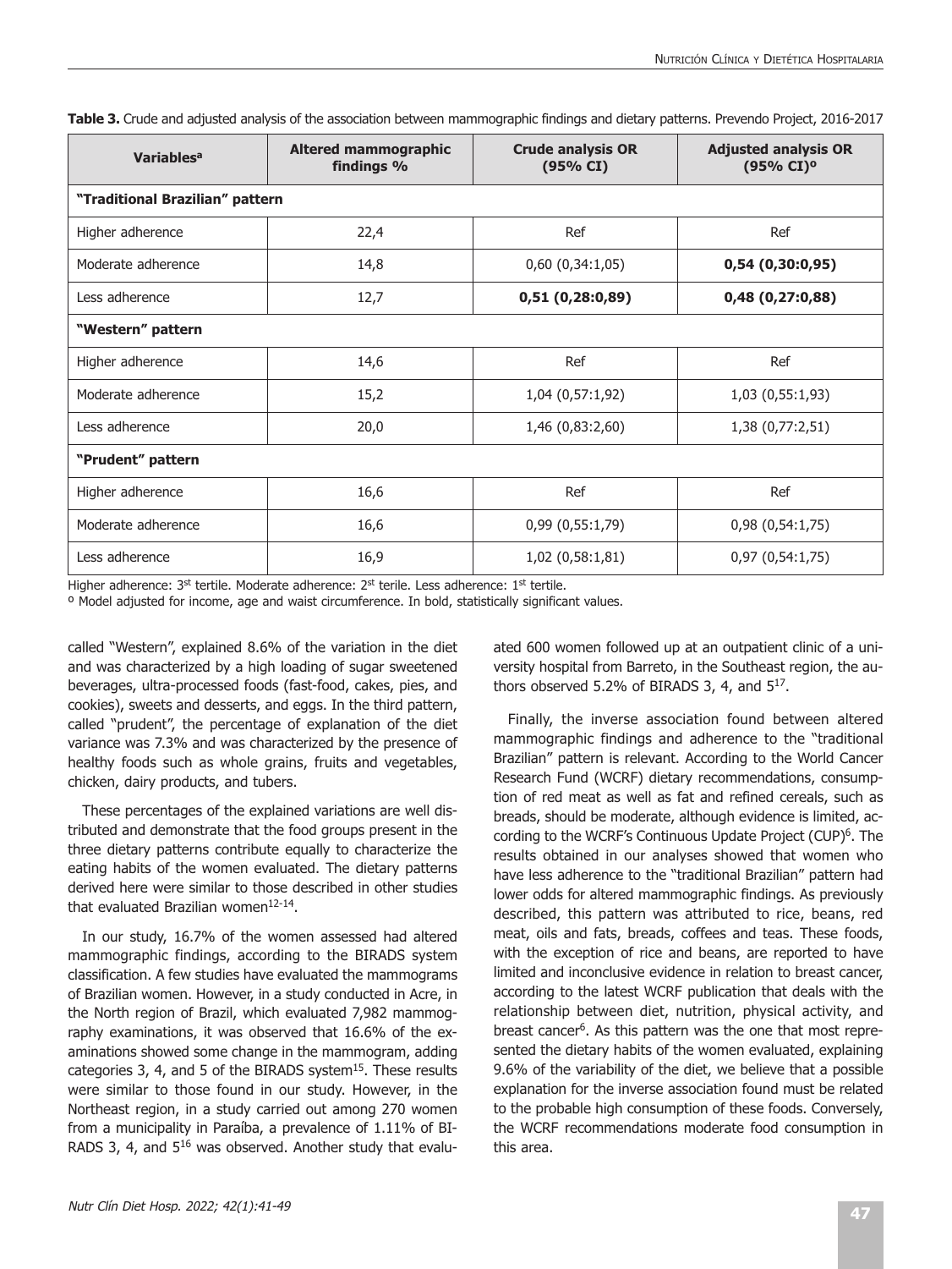**Table 3.** Crude and adjusted analysis of the association between mammographic findings and dietary patterns. Prevendo Project, 2016-2017

| Variables[a] | Altered mammographic findings % | Crude analysis OR (95% CI) | Adjusted analysis OR (95% CI)[o] |
|---|---|---|---|
| **"Traditional Brazilian" pattern** | | | |
| Higher adherence | 22,4 | Ref | Ref |
| Moderate adherence | 14,8 | 0,60 (0,34:1,05) | **0,54 (0,30:0,95)** |
| Less adherence | 12,7 | **0,51 (0,28:0,89)** | **0,48 (0,27:0,88)** |
| **"Western" pattern** | | | |
| Higher adherence | 14,6 | Ref | Ref |
| Moderate adherence | 15,2 | 1,04 (0,57:1,92) | 1,03 (0,55:1,93) |
| Less adherence | 20,0 | 1,46 (0,83:2,60) | 1,38 (0,77:2,51) |
| **"Prudent" pattern** | | | |
| Higher adherence | 16,6 | Ref | Ref |
| Moderate adherence | 16,6 | 0,99 (0,55:1,79) | 0,98 (0,54:1,75) |
| Less adherence | 16,9 | 1,02 (0,58:1,81) | 0,97 (0,54:1,75) |

Higher adherence: 3[rd] tertile. Moderate adherence: 2[nd] terile. Less adherence: 1[st] tertile.
[o] Model adjusted for income, age and waist circumference. In bold, statistically significant values.

called "Western", explained 8.6% of the variation in the diet and was characterized by a high loading of sugar sweetened beverages, ultra-processed foods (fast-food, cakes, pies, and cookies), sweets and desserts, and eggs. In the third pattern, called "prudent", the percentage of explanation of the diet variance was 7.3% and was characterized by the presence of healthy foods such as whole grains, fruits and vegetables, chicken, dairy products, and tubers.

These percentages of the explained variations are well distributed and demonstrate that the food groups present in the three dietary patterns contribute equally to characterize the eating habits of the women evaluated. The dietary patterns derived here were similar to those described in other studies that evaluated Brazilian women[12-14].

In our study, 16.7% of the women assessed had altered mammographic findings, according to the BIRADS system classification. A few studies have evaluated the mammograms of Brazilian women. However, in a study conducted in Acre, in the North region of Brazil, which evaluated 7,982 mammography examinations, it was observed that 16.6% of the examinations showed some change in the mammogram, adding categories 3, 4, and 5 of the BIRADS system[15]. These results were similar to those found in our study. However, in the Northeast region, in a study carried out among 270 women from a municipality in Paraíba, a prevalence of 1.11% of BIRADS 3, 4, and 5[16] was observed. Another study that evaluated 600 women followed up at an outpatient clinic of a university hospital from Barreto, in the Southeast region, the authors observed 5.2% of BIRADS 3, 4, and 5[17].

Finally, the inverse association found between altered mammographic findings and adherence to the "traditional Brazilian" pattern is relevant. According to the World Cancer Research Fund (WCRF) dietary recommendations, consumption of red meat as well as fat and refined cereals, such as breads, should be moderate, although evidence is limited, according to the WCRF's Continuous Update Project (CUP)[6]. The results obtained in our analyses showed that women who have less adherence to the "traditional Brazilian" pattern had lower odds for altered mammographic findings. As previously described, this pattern was attributed to rice, beans, red meat, oils and fats, breads, coffees and teas. These foods, with the exception of rice and beans, are reported to have limited and inconclusive evidence in relation to breast cancer, according to the latest WCRF publication that deals with the relationship between diet, nutrition, physical activity, and breast cancer[6]. As this pattern was the one that most represented the dietary habits of the women evaluated, explaining 9.6% of the variability of the diet, we believe that a possible explanation for the inverse association found must be related to the probable high consumption of these foods. Conversely, the WCRF recommendations moderate food consumption in this area.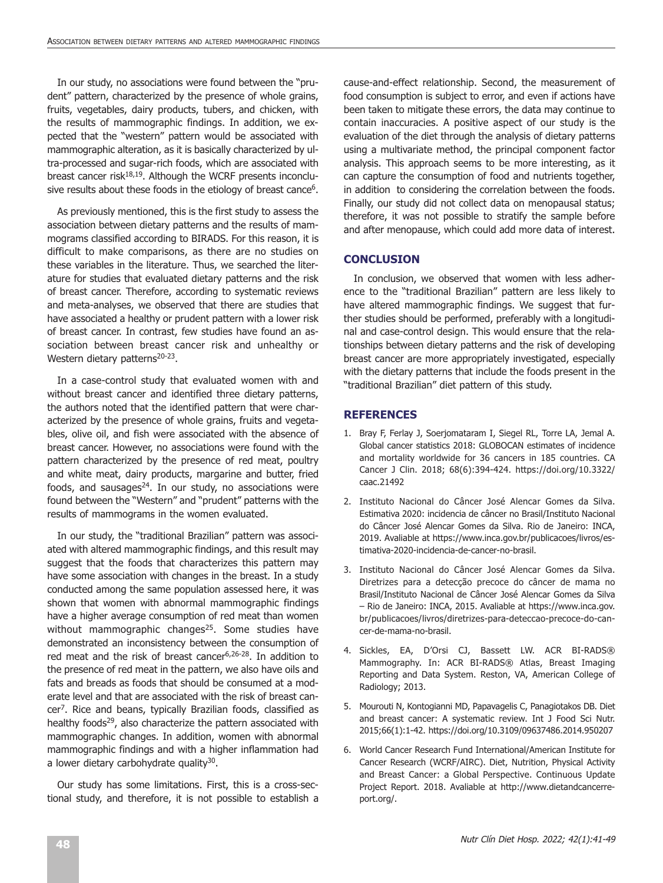In our study, no associations were found between the "prudent" pattern, characterized by the presence of whole grains, fruits, vegetables, dairy products, tubers, and chicken, with the results of mammographic findings. In addition, we expected that the "western" pattern would be associated with mammographic alteration, as it is basically characterized by ultra-processed and sugar-rich foods, which are associated with breast cancer risk[18,19]. Although the WCRF presents inconclusive results about these foods in the etiology of breast cance[6].

As previously mentioned, this is the first study to assess the association between dietary patterns and the results of mammograms classified according to BIRADS. For this reason, it is difficult to make comparisons, as there are no studies on these variables in the literature. Thus, we searched the literature for studies that evaluated dietary patterns and the risk of breast cancer. Therefore, according to systematic reviews and meta-analyses, we observed that there are studies that have associated a healthy or prudent pattern with a lower risk of breast cancer. In contrast, few studies have found an association between breast cancer risk and unhealthy or Western dietary patterns[20-23].

In a case-control study that evaluated women with and without breast cancer and identified three dietary patterns, the authors noted that the identified pattern that were characterized by the presence of whole grains, fruits and vegetables, olive oil, and fish were associated with the absence of breast cancer. However, no associations were found with the pattern characterized by the presence of red meat, poultry and white meat, dairy products, margarine and butter, fried foods, and sausages[24]. In our study, no associations were found between the "Western" and "prudent" patterns with the results of mammograms in the women evaluated.

In our study, the "traditional Brazilian" pattern was associated with altered mammographic findings, and this result may suggest that the foods that characterizes this pattern may have some association with changes in the breast. In a study conducted among the same population assessed here, it was shown that women with abnormal mammographic findings have a higher average consumption of red meat than women without mammographic changes[25]. Some studies have demonstrated an inconsistency between the consumption of red meat and the risk of breast cancer[6,26-28]. In addition to the presence of red meat in the pattern, we also have oils and fats and breads as foods that should be consumed at a moderate level and that are associated with the risk of breast cancer[7]. Rice and beans, typically Brazilian foods, classified as healthy foods[29], also characterize the pattern associated with mammographic changes. In addition, women with abnormal mammographic findings and with a higher inflammation had a lower dietary carbohydrate quality[30].

Our study has some limitations. First, this is a cross-sectional study, and therefore, it is not possible to establish a cause-and-effect relationship. Second, the measurement of food consumption is subject to error, and even if actions have been taken to mitigate these errors, the data may continue to contain inaccuracies. A positive aspect of our study is the evaluation of the diet through the analysis of dietary patterns using a multivariate method, the principal component factor analysis. This approach seems to be more interesting, as it can capture the consumption of food and nutrients together, in addition to considering the correlation between the foods. Finally, our study did not collect data on menopausal status; therefore, it was not possible to stratify the sample before and after menopause, which could add more data of interest.

## CONCLUSION

In conclusion, we observed that women with less adherence to the "traditional Brazilian" pattern are less likely to have altered mammographic findings. We suggest that further studies should be performed, preferably with a longitudinal and case-control design. This would ensure that the relationships between dietary patterns and the risk of developing breast cancer are more appropriately investigated, especially with the dietary patterns that include the foods present in the "traditional Brazilian" diet pattern of this study.

## REFERENCES

1. Bray F, Ferlay J, Soerjomataram I, Siegel RL, Torre LA, Jemal A. Global cancer statistics 2018: GLOBOCAN estimates of incidence and mortality worldwide for 36 cancers in 185 countries. CA Cancer J Clin. 2018; 68(6):394-424. https://doi.org/10.3322/caac.21492
2. Instituto Nacional do Câncer José Alencar Gomes da Silva. Estimativa 2020: incidencia de câncer no Brasil/Instituto Nacional do Câncer José Alencar Gomes da Silva. Rio de Janeiro: INCA, 2019. Avaliable at https://www.inca.gov.br/publicacoes/livros/estimativa-2020-incidencia-de-cancer-no-brasil.
3. Instituto Nacional do Câncer José Alencar Gomes da Silva. Diretrizes para a detecção precoce do câncer de mama no Brasil/Instituto Nacional de Câncer José Alencar Gomes da Silva – Rio de Janeiro: INCA, 2015. Avaliable at https://www.inca.gov.br/publicacoes/livros/diretrizes-para-deteccao-precoce-do-cancer-de-mama-no-brasil.
4. Sickles, EA, D'Orsi CJ, Bassett LW. ACR BI-RADS® Mammography. In: ACR BI-RADS® Atlas, Breast Imaging Reporting and Data System. Reston, VA, American College of Radiology; 2013.
5. Mourouti N, Kontogianni MD, Papavagelis C, Panagiotakos DB. Diet and breast cancer: A systematic review. Int J Food Sci Nutr. 2015;66(1):1-42. https://doi.org/10.3109/09637486.2014.950207
6. World Cancer Research Fund International/American Institute for Cancer Research (WCRF/AIRC). Diet, Nutrition, Physical Activity and Breast Cancer: a Global Perspective. Continuous Update Project Report. 2018. Avaliable at http://www.dietandcancerreport.org/.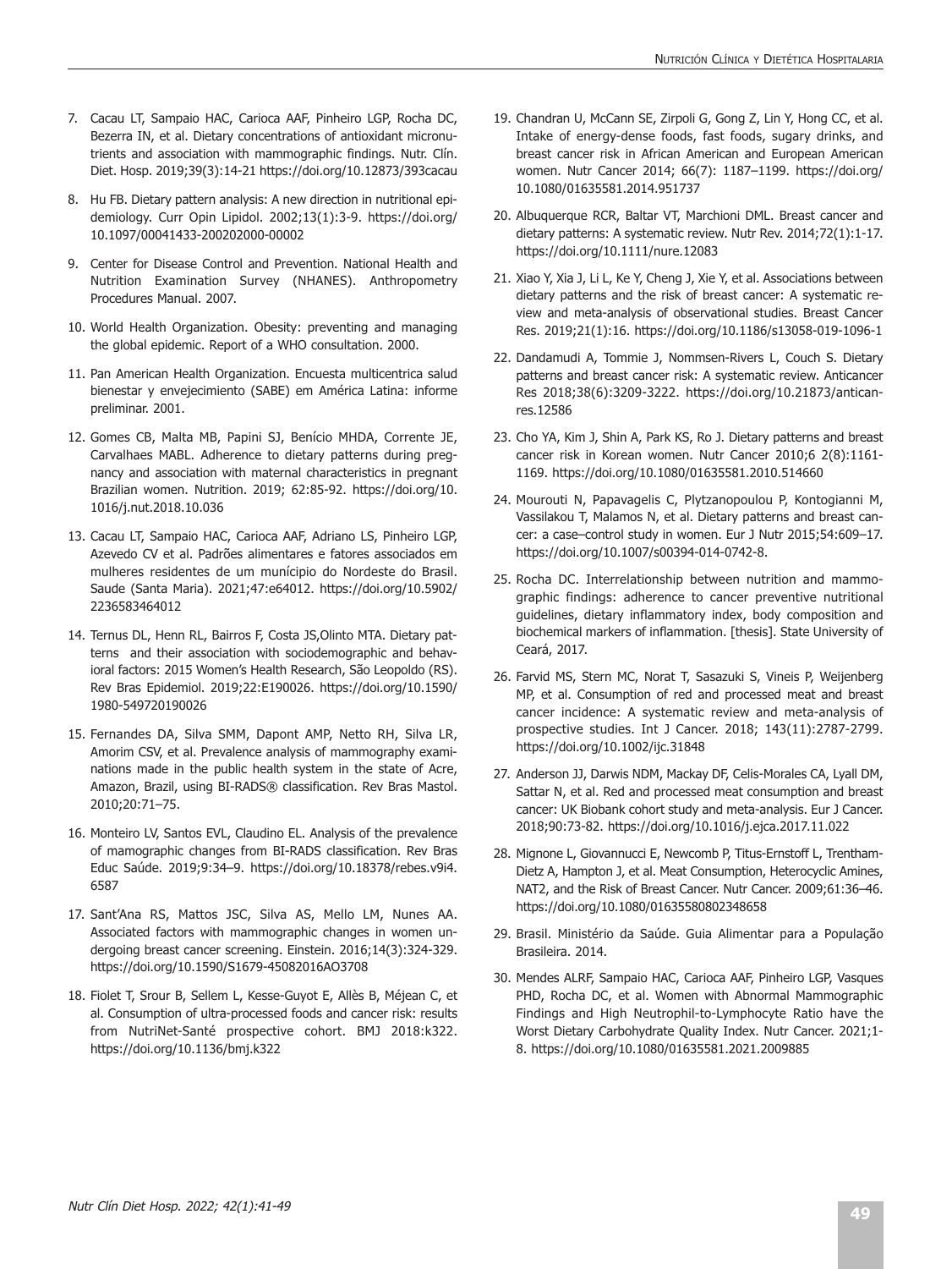7. Cacau LT, Sampaio HAC, Carioca AAF, Pinheiro LGP, Rocha DC, Bezerra IN, et al. Dietary concentrations of antioxidant micronutrients and association with mammographic findings. Nutr. Clín. Diet. Hosp. 2019;39(3):14-21 https://doi.org/10.12873/393cacau

8. Hu FB. Dietary pattern analysis: A new direction in nutritional epidemiology. Curr Opin Lipidol. 2002;13(1):3-9. https://doi.org/10.1097/00041433-200202000-00002

9. Center for Disease Control and Prevention. National Health and Nutrition Examination Survey (NHANES). Anthropometry Procedures Manual. 2007.

10. World Health Organization. Obesity: preventing and managing the global epidemic. Report of a WHO consultation. 2000.

11. Pan American Health Organization. Encuesta multicentrica salud bienestar y envejecimiento (SABE) em América Latina: informe preliminar. 2001.

12. Gomes CB, Malta MB, Papini SJ, Benício MHDA, Corrente JE, Carvalhaes MABL. Adherence to dietary patterns during pregnancy and association with maternal characteristics in pregnant Brazilian women. Nutrition. 2019; 62:85-92. https://doi.org/10.1016/j.nut.2018.10.036

13. Cacau LT, Sampaio HAC, Carioca AAF, Adriano LS, Pinheiro LGP, Azevedo CV et al. Padrões alimentares e fatores associados em mulheres residentes de um munícipio do Nordeste do Brasil. Saude (Santa Maria). 2021;47:e64012. https://doi.org/10.5902/2236583464012

14. Ternus DL, Henn RL, Bairros F, Costa JS,Olinto MTA. Dietary patterns and their association with sociodemographic and behavioral factors: 2015 Women's Health Research, São Leopoldo (RS). Rev Bras Epidemiol. 2019;22:E190026. https://doi.org/10.1590/1980-549720190026

15. Fernandes DA, Silva SMM, Dapont AMP, Netto RH, Silva LR, Amorim CSV, et al. Prevalence analysis of mammography examinations made in the public health system in the state of Acre, Amazon, Brazil, using BI-RADS® classification. Rev Bras Mastol. 2010;20:71–75.

16. Monteiro LV, Santos EVL, Claudino EL. Analysis of the prevalence of mamographic changes from BI-RADS classification. Rev Bras Educ Saúde. 2019;9:34–9. https://doi.org/10.18378/rebes.v9i4.6587

17. Sant'Ana RS, Mattos JSC, Silva AS, Mello LM, Nunes AA. Associated factors with mammographic changes in women undergoing breast cancer screening. Einstein. 2016;14(3):324-329. https://doi.org/10.1590/S1679-45082016AO3708

18. Fiolet T, Srour B, Sellem L, Kesse-Guyot E, Allès B, Méjean C, et al. Consumption of ultra-processed foods and cancer risk: results from NutriNet-Santé prospective cohort. BMJ 2018:k322. https://doi.org/10.1136/bmj.k322

19. Chandran U, McCann SE, Zirpoli G, Gong Z, Lin Y, Hong CC, et al. Intake of energy-dense foods, fast foods, sugary drinks, and breast cancer risk in African American and European American women. Nutr Cancer 2014; 66(7): 1187–1199. https://doi.org/10.1080/01635581.2014.951737

20. Albuquerque RCR, Baltar VT, Marchioni DML. Breast cancer and dietary patterns: A systematic review. Nutr Rev. 2014;72(1):1-17. https://doi.org/10.1111/nure.12083

21. Xiao Y, Xia J, Li L, Ke Y, Cheng J, Xie Y, et al. Associations between dietary patterns and the risk of breast cancer: A systematic review and meta-analysis of observational studies. Breast Cancer Res. 2019;21(1):16. https://doi.org/10.1186/s13058-019-1096-1

22. Dandamudi A, Tommie J, Nommsen-Rivers L, Couch S. Dietary patterns and breast cancer risk: A systematic review. Anticancer Res 2018;38(6):3209-3222. https://doi.org/10.21873/anticanres.12586

23. Cho YA, Kim J, Shin A, Park KS, Ro J. Dietary patterns and breast cancer risk in Korean women. Nutr Cancer 2010;6 2(8):1161-1169. https://doi.org/10.1080/01635581.2010.514660

24. Mourouti N, Papavagelis C, Plytzanopoulou P, Kontogianni M, Vassilakou T, Malamos N, et al. Dietary patterns and breast cancer: a case–control study in women. Eur J Nutr 2015;54:609–17. https://doi.org/10.1007/s00394-014-0742-8.

25. Rocha DC. Interrelationship between nutrition and mammographic findings: adherence to cancer preventive nutritional guidelines, dietary inflammatory index, body composition and biochemical markers of inflammation. [thesis]. State University of Ceará, 2017.

26. Farvid MS, Stern MC, Norat T, Sasazuki S, Vineis P, Weijenberg MP, et al. Consumption of red and processed meat and breast cancer incidence: A systematic review and meta-analysis of prospective studies. Int J Cancer. 2018; 143(11):2787-2799. https://doi.org/10.1002/ijc.31848

27. Anderson JJ, Darwis NDM, Mackay DF, Celis-Morales CA, Lyall DM, Sattar N, et al. Red and processed meat consumption and breast cancer: UK Biobank cohort study and meta-analysis. Eur J Cancer. 2018;90:73-82. https://doi.org/10.1016/j.ejca.2017.11.022

28. Mignone L, Giovannucci E, Newcomb P, Titus-Ernstoff L, Trentham-Dietz A, Hampton J, et al. Meat Consumption, Heterocyclic Amines, NAT2, and the Risk of Breast Cancer. Nutr Cancer. 2009;61:36–46. https://doi.org/10.1080/01635580802348658

29. Brasil. Ministério da Saúde. Guia Alimentar para a População Brasileira. 2014.

30. Mendes ALRF, Sampaio HAC, Carioca AAF, Pinheiro LGP, Vasques PHD, Rocha DC, et al. Women with Abnormal Mammographic Findings and High Neutrophil-to-Lymphocyte Ratio have the Worst Dietary Carbohydrate Quality Index. Nutr Cancer. 2021;1-8. https://doi.org/10.1080/01635581.2021.2009885